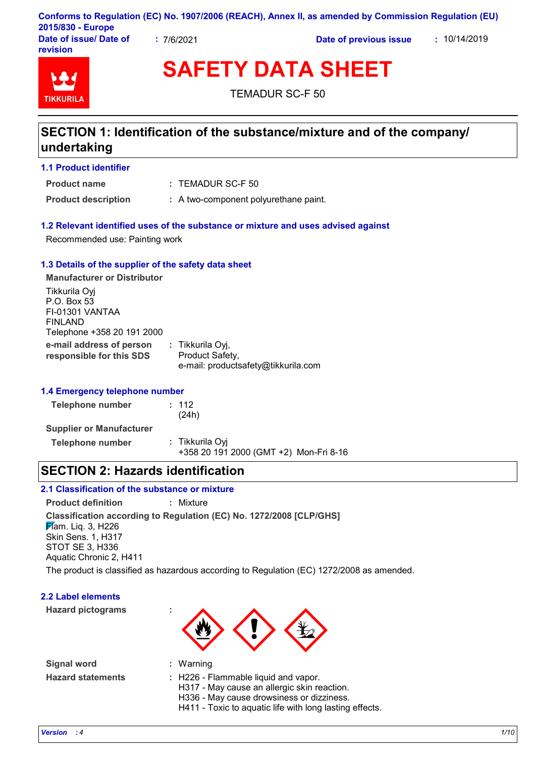Conforms to Regulation (EC) No. 1907/2006 (REACH), Annex II, as amended by Commission Regulation (EU) 2015/830 - Europe

**Date of issue/ Date of revision** : 7/6/2021 **Date of previous issue** : 10/14/2019

# SAFETY DATA SHEET

TEMADUR SC-F 50

## SECTION 1: Identification of the substance/mixture and of the company/ undertaking

### 1.1 Product identifier

**Product name** : TEMADUR SC-F 50

**Product description** : A two-component polyurethane paint.

### 1.2 Relevant identified uses of the substance or mixture and uses advised against

Recommended use: Painting work

### 1.3 Details of the supplier of the safety data sheet

**Manufacturer or Distributor**

Tikkurila Oyj
P.O. Box 53
FI-01301 VANTAA
FINLAND
Telephone +358 20 191 2000

**e-mail address of person responsible for this SDS** : Tikkurila Oyj, Product Safety, e-mail: productsafety@tikkurila.com

### 1.4 Emergency telephone number

**Telephone number** : 112 (24h)

**Supplier or Manufacturer**

**Telephone number** : Tikkurila Oyj
+358 20 191 2000 (GMT +2) Mon-Fri 8-16

## SECTION 2: Hazards identification

### 2.1 Classification of the substance or mixture

**Product definition** : Mixture

**Classification according to Regulation (EC) No. 1272/2008 [CLP/GHS]**

Flam. Liq. 3, H226
Skin Sens. 1, H317
STOT SE 3, H336
Aquatic Chronic 2, H411

The product is classified as hazardous according to Regulation (EC) 1272/2008 as amended.

### 2.2 Label elements

**Hazard pictograms** :

**Signal word** : Warning

**Hazard statements** : H226 - Flammable liquid and vapor.
H317 - May cause an allergic skin reaction.
H336 - May cause drowsiness or dizziness.
H411 - Toxic to aquatic life with long lasting effects.

*Version : 4*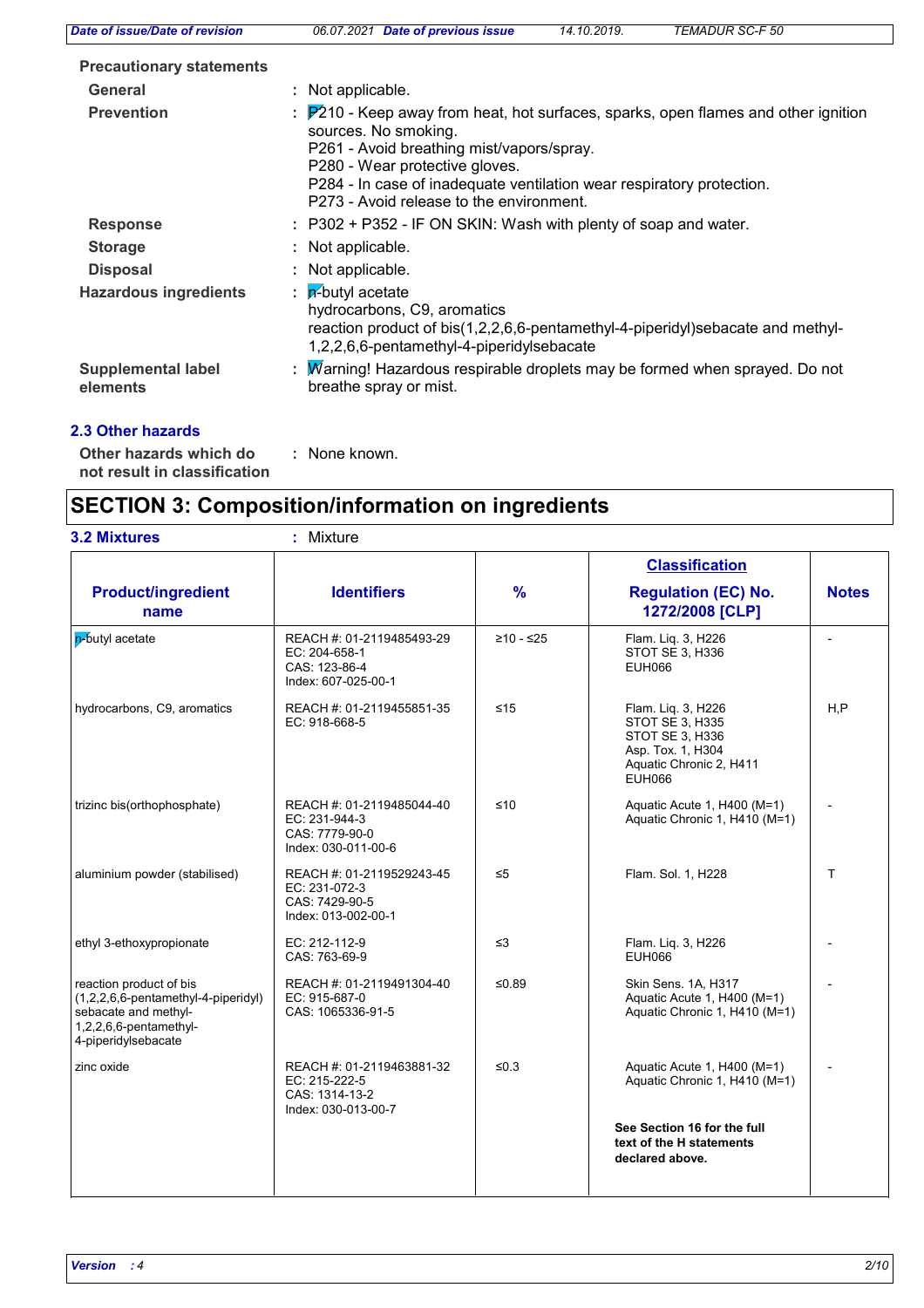### Precautionary statements

| | |
|---|---|
| **General** | : Not applicable. |
| **Prevention** | : P210 - Keep away from heat, hot surfaces, sparks, open flames and other ignition sources. No smoking.<br>P261 - Avoid breathing mist/vapors/spray.<br>P280 - Wear protective gloves.<br>P284 - In case of inadequate ventilation wear respiratory protection.<br>P273 - Avoid release to the environment. |
| **Response** | : P302 + P352 - IF ON SKIN: Wash with plenty of soap and water. |
| **Storage** | : Not applicable. |
| **Disposal** | : Not applicable. |
| **Hazardous ingredients** | : n-butyl acetate<br>hydrocarbons, C9, aromatics<br>reaction product of bis(1,2,2,6,6-pentamethyl-4-piperidyl)sebacate and methyl-1,2,2,6,6-pentamethyl-4-piperidylsebacate |
| **Supplemental label elements** | : Warning! Hazardous respirable droplets may be formed when sprayed. Do not breathe spray or mist. |

### 2.3 Other hazards

**Other hazards which do not result in classification** : None known.

## SECTION 3: Composition/information on ingredients

**3.2 Mixtures** : Mixture

| Product/ingredient name | Identifiers | % | Classification<br>Regulation (EC) No. 1272/2008 [CLP] | Notes |
|---|---|---|---|---|
| n-butyl acetate | REACH #: 01-2119485493-29<br>EC: 204-658-1<br>CAS: 123-86-4<br>Index: 607-025-00-1 | ≥10 - ≤25 | Flam. Liq. 3, H226<br>STOT SE 3, H336<br>EUH066 | - |
| hydrocarbons, C9, aromatics | REACH #: 01-2119455851-35<br>EC: 918-668-5 | ≤15 | Flam. Liq. 3, H226<br>STOT SE 3, H335<br>STOT SE 3, H336<br>Asp. Tox. 1, H304<br>Aquatic Chronic 2, H411<br>EUH066 | H,P |
| trizinc bis(orthophosphate) | REACH #: 01-2119485044-40<br>EC: 231-944-3<br>CAS: 7779-90-0<br>Index: 030-011-00-6 | ≤10 | Aquatic Acute 1, H400 (M=1)<br>Aquatic Chronic 1, H410 (M=1) | - |
| aluminium powder (stabilised) | REACH #: 01-2119529243-45<br>EC: 231-072-3<br>CAS: 7429-90-5<br>Index: 013-002-00-1 | ≤5 | Flam. Sol. 1, H228 | T |
| ethyl 3-ethoxypropionate | EC: 212-112-9<br>CAS: 763-69-9 | ≤3 | Flam. Liq. 3, H226<br>EUH066 | - |
| reaction product of bis (1,2,2,6,6-pentamethyl-4-piperidyl) sebacate and methyl-1,2,2,6,6-pentamethyl-4-piperidylsebacate | REACH #: 01-2119491304-40<br>EC: 915-687-0<br>CAS: 1065336-91-5 | ≤0.89 | Skin Sens. 1A, H317<br>Aquatic Acute 1, H400 (M=1)<br>Aquatic Chronic 1, H410 (M=1) | - |
| zinc oxide | REACH #: 01-2119463881-32<br>EC: 215-222-5<br>CAS: 1314-13-2<br>Index: 030-013-00-7 | ≤0.3 | Aquatic Acute 1, H400 (M=1)<br>Aquatic Chronic 1, H410 (M=1)<br><br>**See Section 16 for the full text of the H statements declared above.** | - |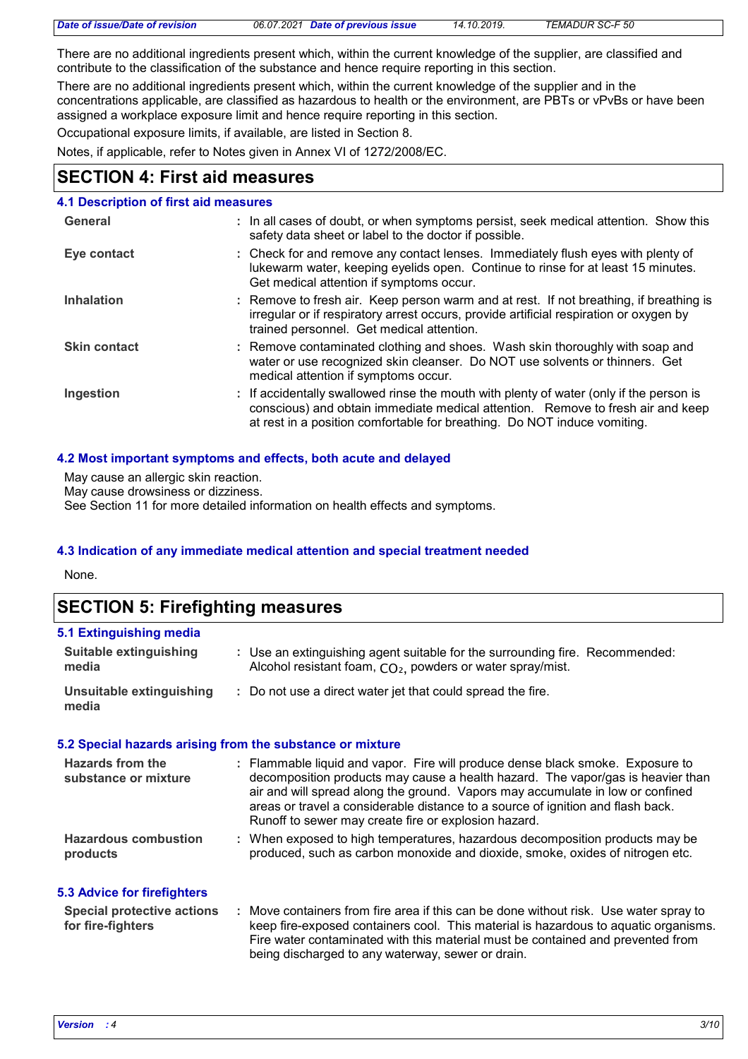There are no additional ingredients present which, within the current knowledge of the supplier, are classified and contribute to the classification of the substance and hence require reporting in this section.

There are no additional ingredients present which, within the current knowledge of the supplier and in the concentrations applicable, are classified as hazardous to health or the environment, are PBTs or vPvBs or have been assigned a workplace exposure limit and hence require reporting in this section.

Occupational exposure limits, if available, are listed in Section 8.

Notes, if applicable, refer to Notes given in Annex VI of 1272/2008/EC.

## SECTION 4: First aid measures

### 4.1 Description of first aid measures

**General** : In all cases of doubt, or when symptoms persist, seek medical attention. Show this safety data sheet or label to the doctor if possible.

**Eye contact** : Check for and remove any contact lenses. Immediately flush eyes with plenty of lukewarm water, keeping eyelids open. Continue to rinse for at least 15 minutes. Get medical attention if symptoms occur.

**Inhalation** : Remove to fresh air. Keep person warm and at rest. If not breathing, if breathing is irregular or if respiratory arrest occurs, provide artificial respiration or oxygen by trained personnel. Get medical attention.

**Skin contact** : Remove contaminated clothing and shoes. Wash skin thoroughly with soap and water or use recognized skin cleanser. Do NOT use solvents or thinners. Get medical attention if symptoms occur.

**Ingestion** : If accidentally swallowed rinse the mouth with plenty of water (only if the person is conscious) and obtain immediate medical attention. Remove to fresh air and keep at rest in a position comfortable for breathing. Do NOT induce vomiting.

### 4.2 Most important symptoms and effects, both acute and delayed

May cause an allergic skin reaction.
May cause drowsiness or dizziness.
See Section 11 for more detailed information on health effects and symptoms.

### 4.3 Indication of any immediate medical attention and special treatment needed

None.

## SECTION 5: Firefighting measures

### 5.1 Extinguishing media

**Suitable extinguishing media** : Use an extinguishing agent suitable for the surrounding fire. Recommended: Alcohol resistant foam, $CO_2$, powders or water spray/mist.

**Unsuitable extinguishing media** : Do not use a direct water jet that could spread the fire.

### 5.2 Special hazards arising from the substance or mixture

**Hazards from the substance or mixture** : Flammable liquid and vapor. Fire will produce dense black smoke. Exposure to decomposition products may cause a health hazard. The vapor/gas is heavier than air and will spread along the ground. Vapors may accumulate in low or confined areas or travel a considerable distance to a source of ignition and flash back. Runoff to sewer may create fire or explosion hazard.

**Hazardous combustion products** : When exposed to high temperatures, hazardous decomposition products may be produced, such as carbon monoxide and dioxide, smoke, oxides of nitrogen etc.

### 5.3 Advice for firefighters

**Special protective actions for fire-fighters** : Move containers from fire area if this can be done without risk. Use water spray to keep fire-exposed containers cool. This material is hazardous to aquatic organisms. Fire water contaminated with this material must be contained and prevented from being discharged to any waterway, sewer or drain.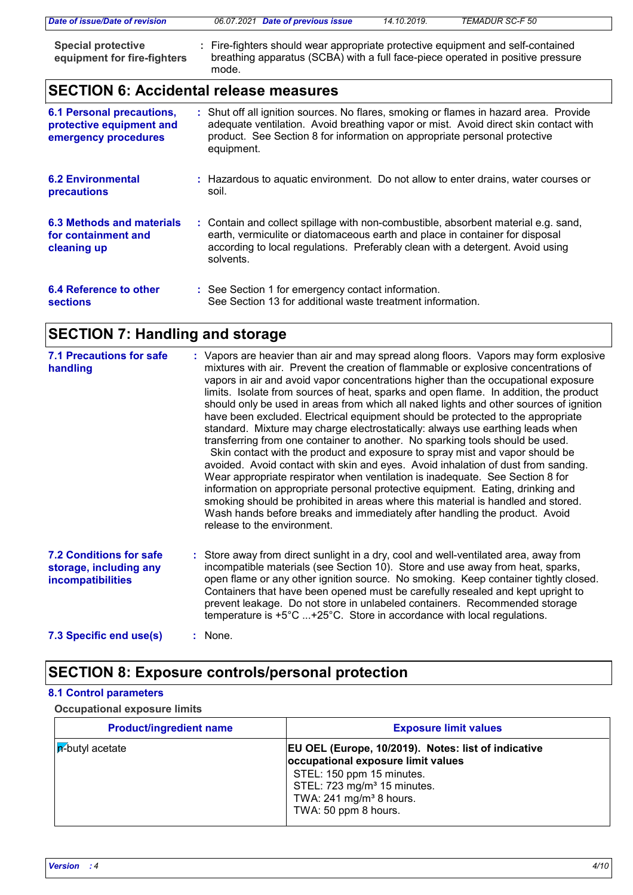**Special protective equipment for fire-fighters** : Fire-fighters should wear appropriate protective equipment and self-contained breathing apparatus (SCBA) with a full face-piece operated in positive pressure mode.

## SECTION 6: Accidental release measures

**6.1 Personal precautions, protective equipment and emergency procedures** : Shut off all ignition sources. No flares, smoking or flames in hazard area. Provide adequate ventilation. Avoid breathing vapor or mist. Avoid direct skin contact with product. See Section 8 for information on appropriate personal protective equipment.

**6.2 Environmental precautions** : Hazardous to aquatic environment. Do not allow to enter drains, water courses or soil.

**6.3 Methods and materials for containment and cleaning up** : Contain and collect spillage with non-combustible, absorbent material e.g. sand, earth, vermiculite or diatomaceous earth and place in container for disposal according to local regulations. Preferably clean with a detergent. Avoid using solvents.

**6.4 Reference to other sections** : See Section 1 for emergency contact information.
See Section 13 for additional waste treatment information.

## SECTION 7: Handling and storage

**7.1 Precautions for safe handling** : Vapors are heavier than air and may spread along floors. Vapors may form explosive mixtures with air. Prevent the creation of flammable or explosive concentrations of vapors in air and avoid vapor concentrations higher than the occupational exposure limits. Isolate from sources of heat, sparks and open flame. In addition, the product should only be used in areas from which all naked lights and other sources of ignition have been excluded. Electrical equipment should be protected to the appropriate standard. Mixture may charge electrostatically: always use earthing leads when transferring from one container to another. No sparking tools should be used. Skin contact with the product and exposure to spray mist and vapor should be avoided. Avoid contact with skin and eyes. Avoid inhalation of dust from sanding. Wear appropriate respirator when ventilation is inadequate. See Section 8 for information on appropriate personal protective equipment. Eating, drinking and smoking should be prohibited in areas where this material is handled and stored. Wash hands before breaks and immediately after handling the product. Avoid release to the environment.

**7.2 Conditions for safe storage, including any incompatibilities** : Store away from direct sunlight in a dry, cool and well-ventilated area, away from incompatible materials (see Section 10). Store and use away from heat, sparks, open flame or any other ignition source. No smoking. Keep container tightly closed. Containers that have been opened must be carefully resealed and kept upright to prevent leakage. Do not store in unlabeled containers. Recommended storage temperature is +5°C ...+25°C. Store in accordance with local regulations.

**7.3 Specific end use(s)** : None.

## SECTION 8: Exposure controls/personal protection

### 8.1 Control parameters

**Occupational exposure limits**

| Product/ingredient name | Exposure limit values |
|---|---|
| n-butyl acetate | **EU OEL (Europe, 10/2019). Notes: list of indicative occupational exposure limit values**<br>STEL: 150 ppm 15 minutes.<br>STEL: 723 mg/m³ 15 minutes.<br>TWA: 241 mg/m³ 8 hours.<br>TWA: 50 ppm 8 hours. |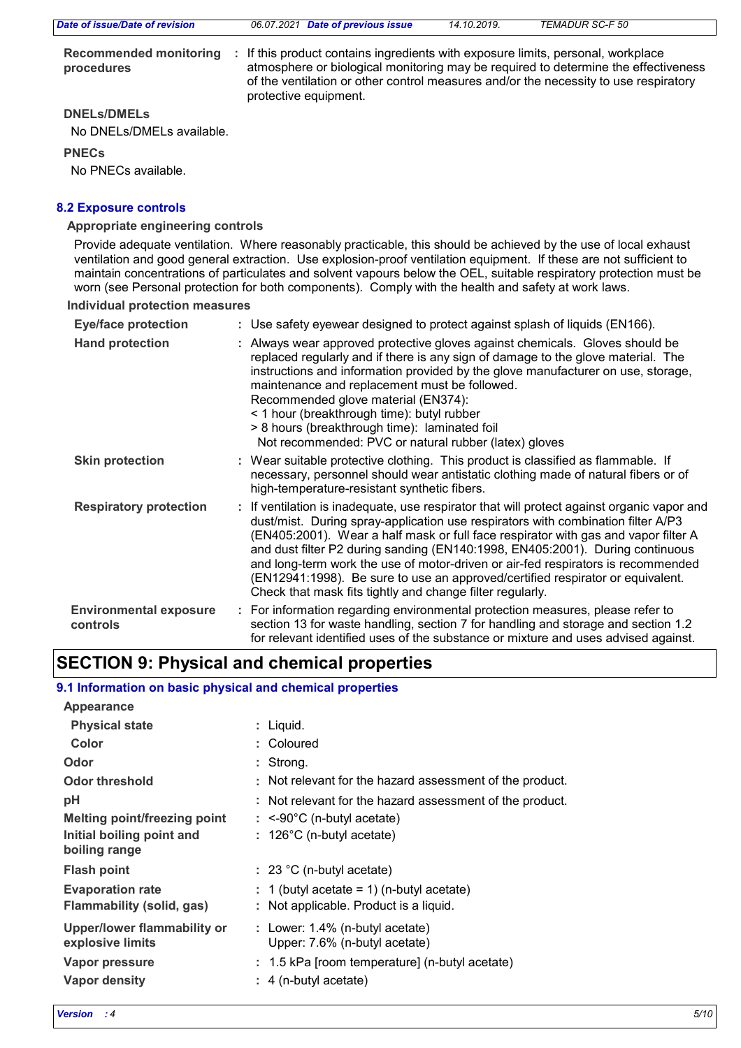**Recommended monitoring procedures** : If this product contains ingredients with exposure limits, personal, workplace atmosphere or biological monitoring may be required to determine the effectiveness of the ventilation or other control measures and/or the necessity to use respiratory protective equipment.

**DNELs/DMELs**

No DNELs/DMELs available.

**PNECs**

No PNECs available.

### 8.2 Exposure controls

**Appropriate engineering controls**

Provide adequate ventilation. Where reasonably practicable, this should be achieved by the use of local exhaust ventilation and good general extraction. Use explosion-proof ventilation equipment. If these are not sufficient to maintain concentrations of particulates and solvent vapours below the OEL, suitable respiratory protection must be worn (see Personal protection for both components). Comply with the health and safety at work laws.

**Individual protection measures**

**Eye/face protection** : Use safety eyewear designed to protect against splash of liquids (EN166).

**Hand protection** : Always wear approved protective gloves against chemicals. Gloves should be replaced regularly and if there is any sign of damage to the glove material. The instructions and information provided by the glove manufacturer on use, storage, maintenance and replacement must be followed.
Recommended glove material (EN374):
< 1 hour (breakthrough time): butyl rubber
> 8 hours (breakthrough time): laminated foil
Not recommended: PVC or natural rubber (latex) gloves

**Skin protection** : Wear suitable protective clothing. This product is classified as flammable. If necessary, personnel should wear antistatic clothing made of natural fibers or of high-temperature-resistant synthetic fibers.

**Respiratory protection** : If ventilation is inadequate, use respirator that will protect against organic vapor and dust/mist. During spray-application use respirators with combination filter A/P3 (EN405:2001). Wear a half mask or full face respirator with gas and vapor filter A and dust filter P2 during sanding (EN140:1998, EN405:2001). During continuous and long-term work the use of motor-driven or air-fed respirators is recommended (EN12941:1998). Be sure to use an approved/certified respirator or equivalent. Check that mask fits tightly and change filter regularly.

**Environmental exposure controls** : For information regarding environmental protection measures, please refer to section 13 for waste handling, section 7 for handling and storage and section 1.2 for relevant identified uses of the substance or mixture and uses advised against.

## SECTION 9: Physical and chemical properties

### 9.1 Information on basic physical and chemical properties

**Appearance**

**Physical state** : Liquid.

**Color** : Coloured

**Odor** : Strong.

**Odor threshold** : Not relevant for the hazard assessment of the product.

**pH** : Not relevant for the hazard assessment of the product.

**Melting point/freezing point** : <-90°C (n-butyl acetate)

**Initial boiling point and boiling range** : 126°C (n-butyl acetate)

**Flash point** : 23 °C (n-butyl acetate)

**Evaporation rate** : 1 (butyl acetate = 1) (n-butyl acetate)

**Flammability (solid, gas)** : Not applicable. Product is a liquid.

**Upper/lower flammability or explosive limits** : Lower: 1.4% (n-butyl acetate)
Upper: 7.6% (n-butyl acetate)

**Vapor pressure** : 1.5 kPa [room temperature] (n-butyl acetate)

**Vapor density** : 4 (n-butyl acetate)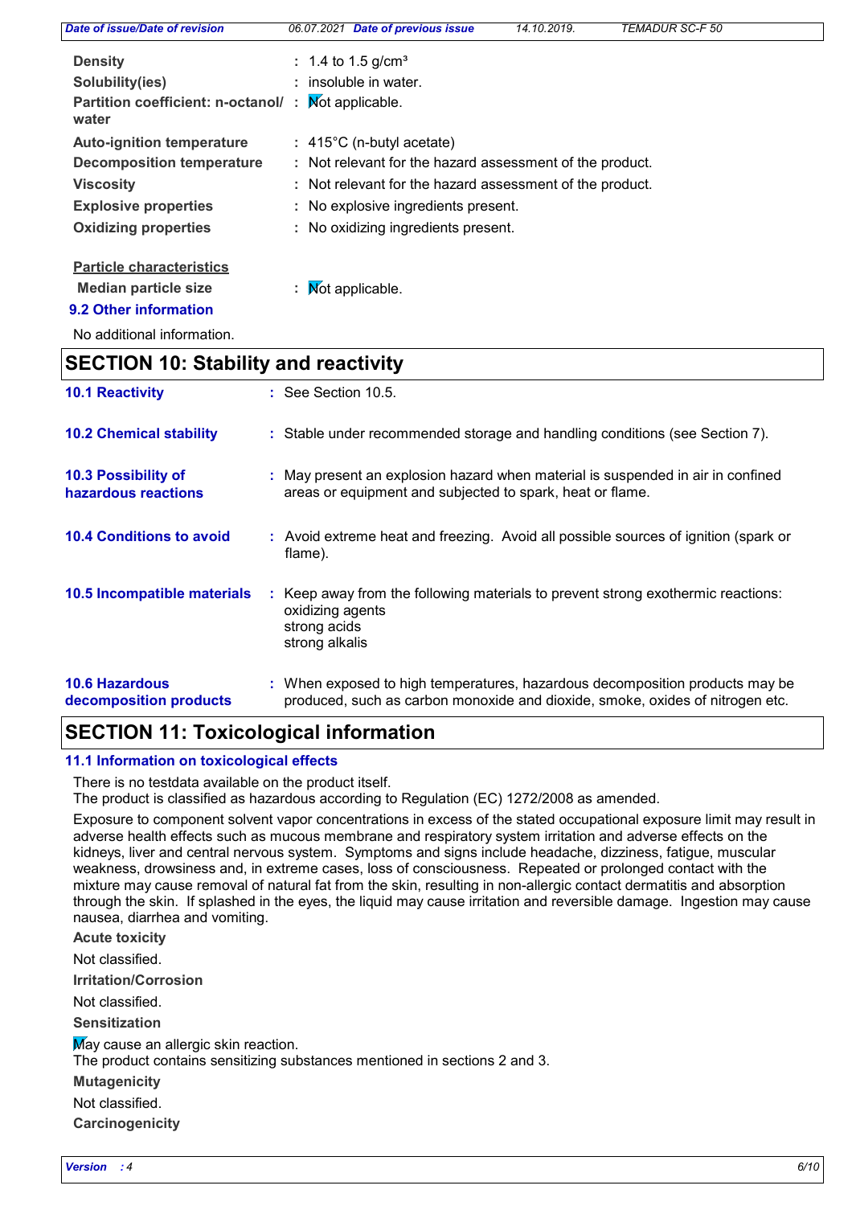| | |
|---|---|
| **Density** | : 1.4 to 1.5 g/cm³ |
| **Solubility(ies)** | : insoluble in water. |
| **Partition coefficient: n-octanol/ water** | : Not applicable. |
| **Auto-ignition temperature** | : 415°C (n-butyl acetate) |
| **Decomposition temperature** | : Not relevant for the hazard assessment of the product. |
| **Viscosity** | : Not relevant for the hazard assessment of the product. |
| **Explosive properties** | : No explosive ingredients present. |
| **Oxidizing properties** | : No oxidizing ingredients present. |

**Particle characteristics**

| | |
|---|---|
| **Median particle size** | : Not applicable. |

### 9.2 Other information

No additional information.

## SECTION 10: Stability and reactivity

| | |
|---|---|
| **10.1 Reactivity** | : See Section 10.5. |
| **10.2 Chemical stability** | : Stable under recommended storage and handling conditions (see Section 7). |
| **10.3 Possibility of hazardous reactions** | : May present an explosion hazard when material is suspended in air in confined areas or equipment and subjected to spark, heat or flame. |
| **10.4 Conditions to avoid** | : Avoid extreme heat and freezing. Avoid all possible sources of ignition (spark or flame). |
| **10.5 Incompatible materials** | : Keep away from the following materials to prevent strong exothermic reactions: oxidizing agents<br>strong acids<br>strong alkalis |
| **10.6 Hazardous decomposition products** | : When exposed to high temperatures, hazardous decomposition products may be produced, such as carbon monoxide and dioxide, smoke, oxides of nitrogen etc. |

## SECTION 11: Toxicological information

### 11.1 Information on toxicological effects

There is no testdata available on the product itself.
The product is classified as hazardous according to Regulation (EC) 1272/2008 as amended.

Exposure to component solvent vapor concentrations in excess of the stated occupational exposure limit may result in adverse health effects such as mucous membrane and respiratory system irritation and adverse effects on the kidneys, liver and central nervous system. Symptoms and signs include headache, dizziness, fatigue, muscular weakness, drowsiness and, in extreme cases, loss of consciousness. Repeated or prolonged contact with the mixture may cause removal of natural fat from the skin, resulting in non-allergic contact dermatitis and absorption through the skin. If splashed in the eyes, the liquid may cause irritation and reversible damage. Ingestion may cause nausea, diarrhea and vomiting.

**Acute toxicity**

Not classified.

**Irritation/Corrosion**

Not classified.

**Sensitization**

May cause an allergic skin reaction.
The product contains sensitizing substances mentioned in sections 2 and 3.

**Mutagenicity**

Not classified.

**Carcinogenicity**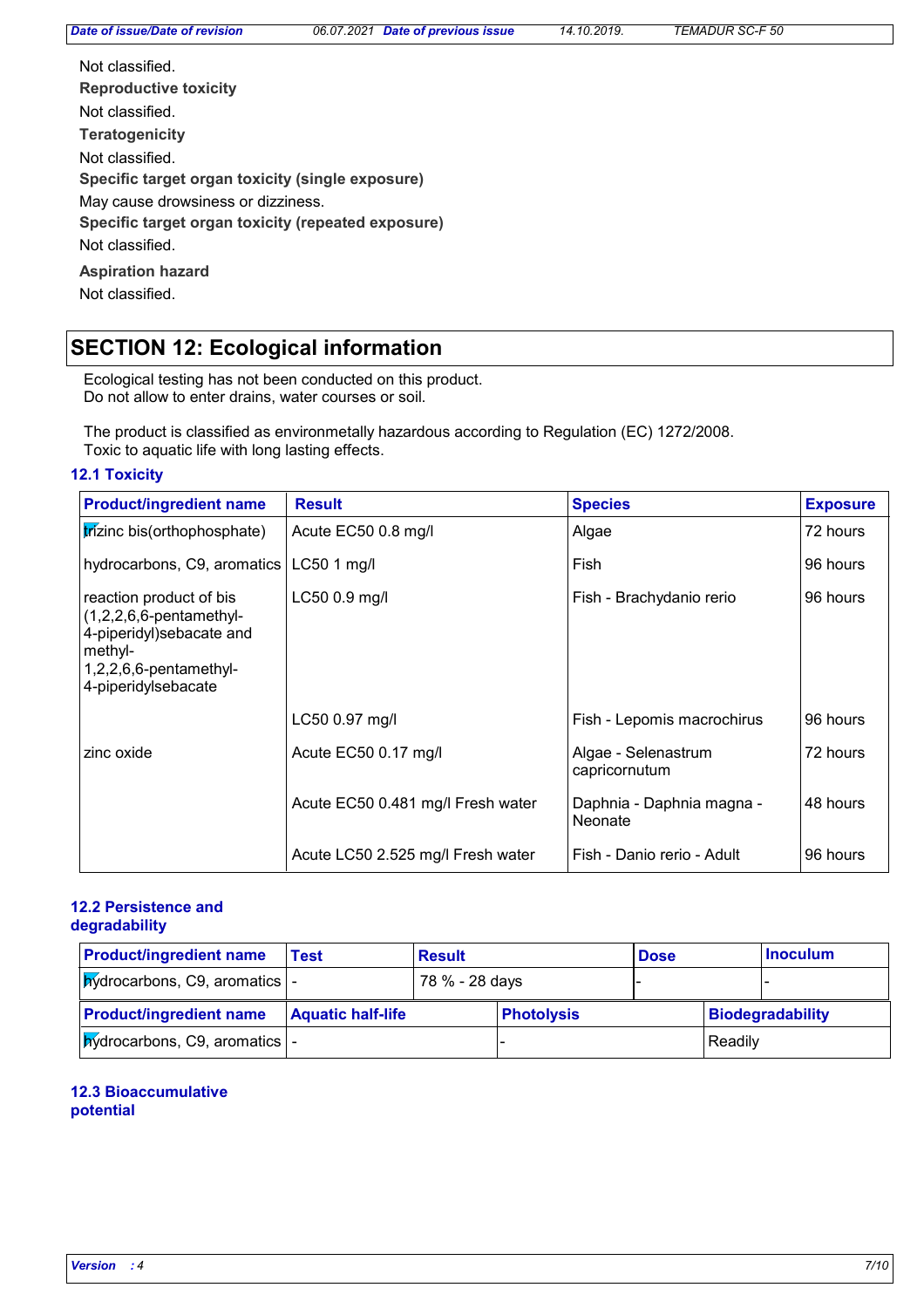Not classified.

**Reproductive toxicity**

Not classified.

**Teratogenicity**

Not classified.

**Specific target organ toxicity (single exposure)**

May cause drowsiness or dizziness.

**Specific target organ toxicity (repeated exposure)**

Not classified.

**Aspiration hazard**

Not classified.

## SECTION 12: Ecological information

Ecological testing has not been conducted on this product.
Do not allow to enter drains, water courses or soil.

The product is classified as environmetally hazardous according to Regulation (EC) 1272/2008.
Toxic to aquatic life with long lasting effects.

### 12.1 Toxicity

| Product/ingredient name | Result | Species | Exposure |
|---|---|---|---|
| trizinc bis(orthophosphate) | Acute EC50 0.8 mg/l | Algae | 72 hours |
| hydrocarbons, C9, aromatics | LC50 1 mg/l | Fish | 96 hours |
| reaction product of bis (1,2,2,6,6-pentamethyl-4-piperidyl)sebacate and methyl-1,2,2,6,6-pentamethyl-4-piperidylsebacate | LC50 0.9 mg/l | Fish - Brachydanio rerio | 96 hours |
| | LC50 0.97 mg/l | Fish - Lepomis macrochirus | 96 hours |
| zinc oxide | Acute EC50 0.17 mg/l | Algae - Selenastrum capricornutum | 72 hours |
| | Acute EC50 0.481 mg/l Fresh water | Daphnia - Daphnia magna - Neonate | 48 hours |
| | Acute LC50 2.525 mg/l Fresh water | Fish - Danio rerio - Adult | 96 hours |

### 12.2 Persistence and degradability

| Product/ingredient name | Test | Result | Dose | Inoculum |
|---|---|---|---|---|
| hydrocarbons, C9, aromatics | - | 78 % - 28 days | - | - |

| Product/ingredient name | Aquatic half-life | Photolysis | Biodegradability |
|---|---|---|---|
| hydrocarbons, C9, aromatics | - | - | Readily |

### 12.3 Bioaccumulative potential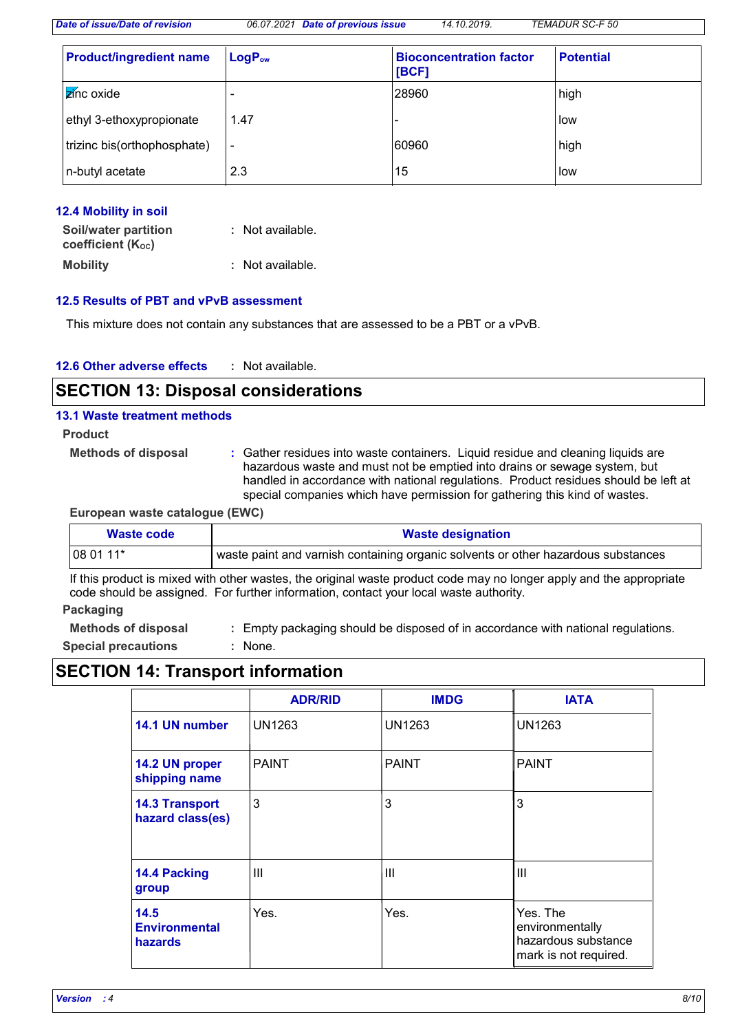| Product/ingredient name | $LogP_{ow}$ | Bioconcentration factor [BCF] | Potential |
|---|---|---|---|
| zinc oxide | - | 28960 | high |
| ethyl 3-ethoxypropionate | 1.47 | - | low |
| trizinc bis(orthophosphate) | - | 60960 | high |
| n-butyl acetate | 2.3 | 15 | low |

### 12.4 Mobility in soil

**Soil/water partition coefficient ($K_{OC}$)** : Not available.

**Mobility** : Not available.

### 12.5 Results of PBT and vPvB assessment

This mixture does not contain any substances that are assessed to be a PBT or a vPvB.

### 12.6 Other adverse effects

: Not available.

## SECTION 13: Disposal considerations

### 13.1 Waste treatment methods

**Product**

**Methods of disposal** : Gather residues into waste containers. Liquid residue and cleaning liquids are hazardous waste and must not be emptied into drains or sewage system, but handled in accordance with national regulations. Product residues should be left at special companies which have permission for gathering this kind of wastes.

**European waste catalogue (EWC)**

| Waste code | Waste designation |
|---|---|
| 08 01 11* | waste paint and varnish containing organic solvents or other hazardous substances |

If this product is mixed with other wastes, the original waste product code may no longer apply and the appropriate code should be assigned. For further information, contact your local waste authority.

**Packaging**

**Methods of disposal** : Empty packaging should be disposed of in accordance with national regulations.

**Special precautions** : None.

## SECTION 14: Transport information

| | ADR/RID | IMDG | IATA |
|---|---|---|---|
| **14.1 UN number** | UN1263 | UN1263 | UN1263 |
| **14.2 UN proper shipping name** | PAINT | PAINT | PAINT |
| **14.3 Transport hazard class(es)** | 3 | 3 | 3 |
| **14.4 Packing group** | III | III | III |
| **14.5 Environmental hazards** | Yes. | Yes. | Yes. The environmentally hazardous substance mark is not required. |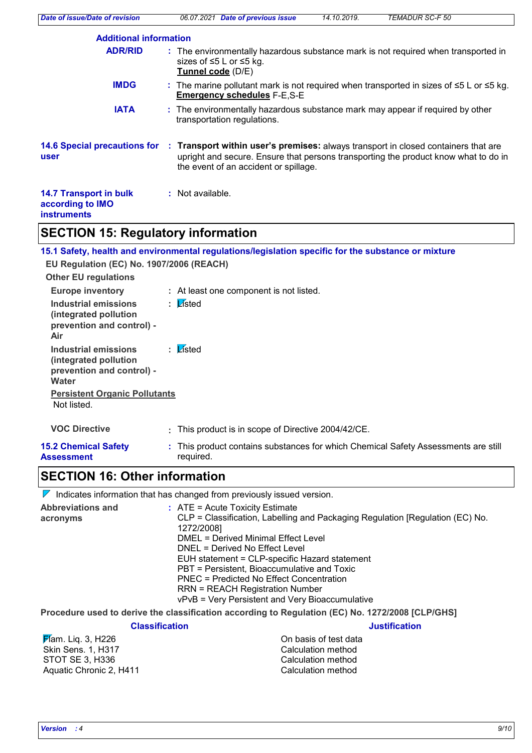**Additional information**

**ADR/RID** : The environmentally hazardous substance mark is not required when transported in sizes of ≤5 L or ≤5 kg.
**Tunnel code** (D/E)

**IMDG** : The marine pollutant mark is not required when transported in sizes of ≤5 L or ≤5 kg.
**Emergency schedules** F-E,S-E

**IATA** : The environmentally hazardous substance mark may appear if required by other transportation regulations.

**14.6 Special precautions for user** : **Transport within user's premises:** always transport in closed containers that are upright and secure. Ensure that persons transporting the product know what to do in the event of an accident or spillage.

**14.7 Transport in bulk according to IMO instruments** : Not available.

## SECTION 15: Regulatory information

**15.1 Safety, health and environmental regulations/legislation specific for the substance or mixture**

**EU Regulation (EC) No. 1907/2006 (REACH)**

**Other EU regulations**

**Europe inventory** : At least one component is not listed.

**Industrial emissions (integrated pollution prevention and control) - Air** : Listed

**Industrial emissions (integrated pollution prevention and control) - Water** : Listed

**Persistent Organic Pollutants**

Not listed.

**VOC Directive** : This product is in scope of Directive 2004/42/CE.

**15.2 Chemical Safety Assessment** : This product contains substances for which Chemical Safety Assessments are still required.

## SECTION 16: Other information

Indicates information that has changed from previously issued version.

**Abbreviations and acronyms** :
ATE = Acute Toxicity Estimate
CLP = Classification, Labelling and Packaging Regulation [Regulation (EC) No. 1272/2008]
DMEL = Derived Minimal Effect Level
DNEL = Derived No Effect Level
EUH statement = CLP-specific Hazard statement
PBT = Persistent, Bioaccumulative and Toxic
PNEC = Predicted No Effect Concentration
RRN = REACH Registration Number
vPvB = Very Persistent and Very Bioaccumulative

**Procedure used to derive the classification according to Regulation (EC) No. 1272/2008 [CLP/GHS]**

| Classification | Justification |
|---|---|
| Flam. Liq. 3, H226 | On basis of test data |
| Skin Sens. 1, H317 | Calculation method |
| STOT SE 3, H336 | Calculation method |
| Aquatic Chronic 2, H411 | Calculation method |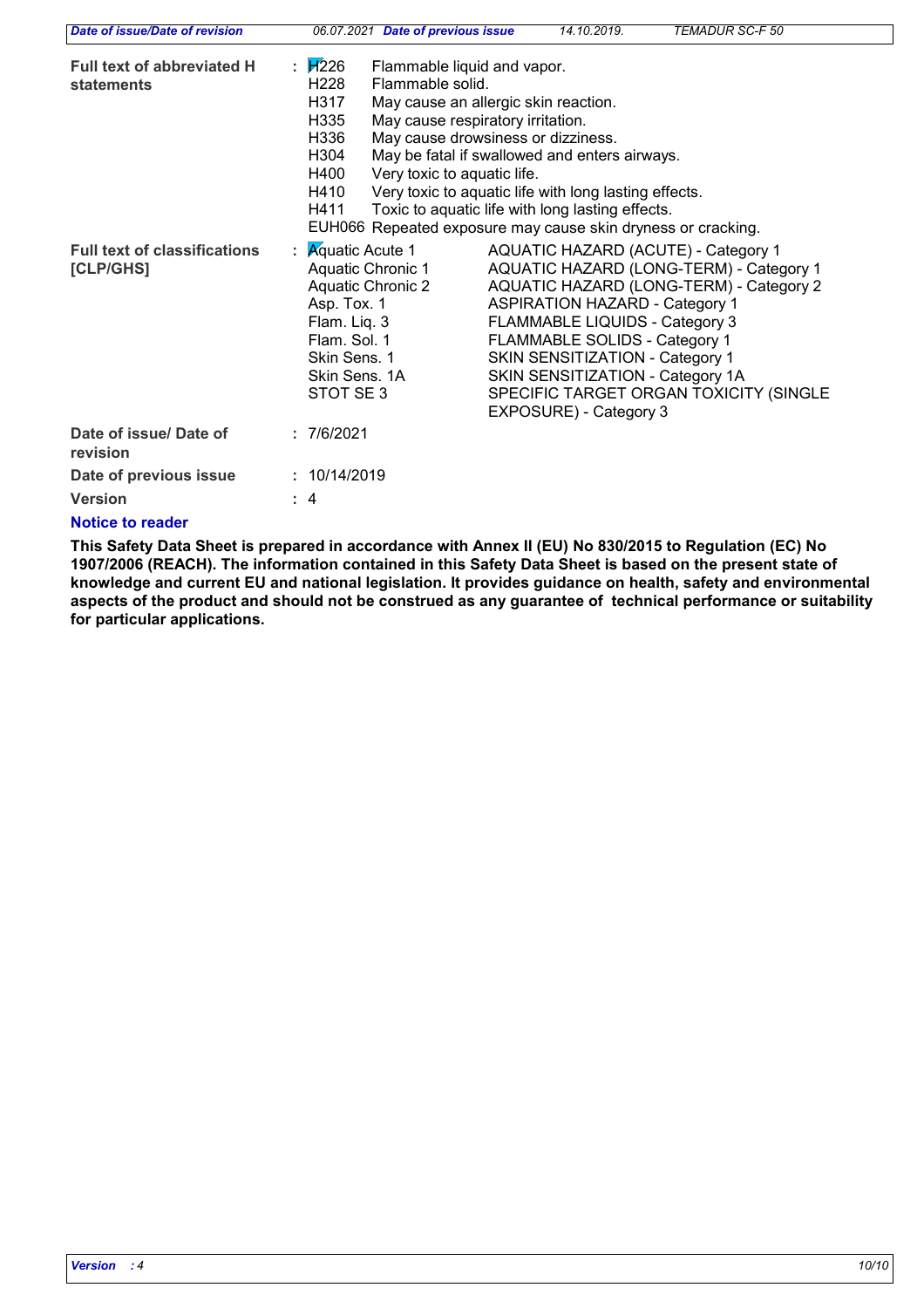**Full text of abbreviated H statements** :

| | |
|---|---|
| H226 | Flammable liquid and vapor. |
| H228 | Flammable solid. |
| H317 | May cause an allergic skin reaction. |
| H335 | May cause respiratory irritation. |
| H336 | May cause drowsiness or dizziness. |
| H304 | May be fatal if swallowed and enters airways. |
| H400 | Very toxic to aquatic life. |
| H410 | Very toxic to aquatic life with long lasting effects. |
| H411 | Toxic to aquatic life with long lasting effects. |
| EUH066 | Repeated exposure may cause skin dryness or cracking. |

**Full text of classifications [CLP/GHS]** :

| | |
|---|---|
| Aquatic Acute 1 | AQUATIC HAZARD (ACUTE) - Category 1 |
| Aquatic Chronic 1 | AQUATIC HAZARD (LONG-TERM) - Category 1 |
| Aquatic Chronic 2 | AQUATIC HAZARD (LONG-TERM) - Category 2 |
| Asp. Tox. 1 | ASPIRATION HAZARD - Category 1 |
| Flam. Liq. 3 | FLAMMABLE LIQUIDS - Category 3 |
| Flam. Sol. 1 | FLAMMABLE SOLIDS - Category 1 |
| Skin Sens. 1 | SKIN SENSITIZATION - Category 1 |
| Skin Sens. 1A | SKIN SENSITIZATION - Category 1A |
| STOT SE 3 | SPECIFIC TARGET ORGAN TOXICITY (SINGLE EXPOSURE) - Category 3 |

**Date of issue/ Date of revision** : 7/6/2021

**Date of previous issue** : 10/14/2019

**Version** : 4

## Notice to reader

**This Safety Data Sheet is prepared in accordance with Annex II (EU) No 830/2015 to Regulation (EC) No 1907/2006 (REACH). The information contained in this Safety Data Sheet is based on the present state of knowledge and current EU and national legislation. It provides guidance on health, safety and environmental aspects of the product and should not be construed as any guarantee of technical performance or suitability for particular applications.**